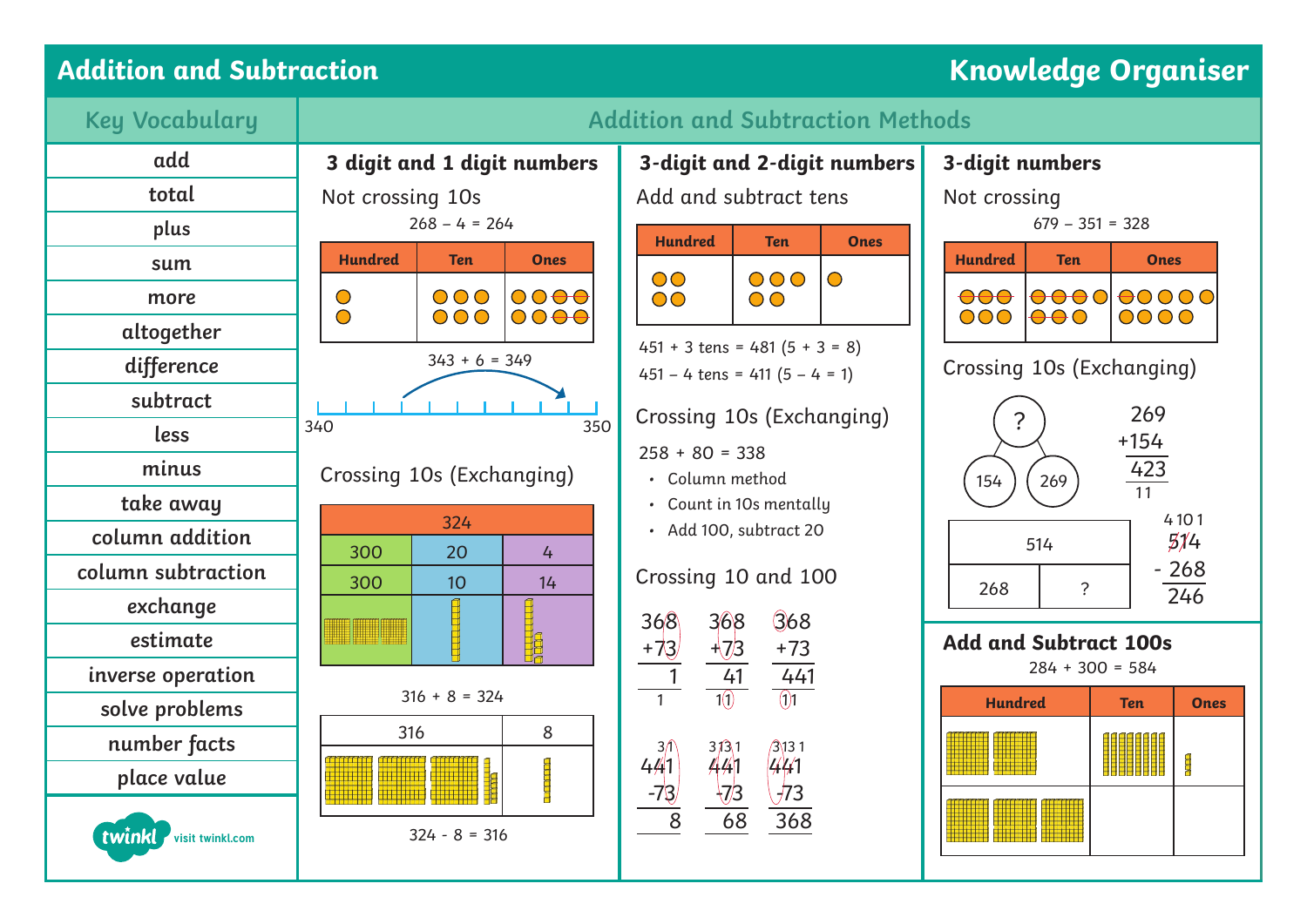# Addition and Subtraction — Knowledge Organiser

## Key Vocabulary

| Key Vocabulary |
|---|
| add |
| total |
| plus |
| sum |
| more |
| altogether |
| difference |
| subtract |
| less |
| minus |
| take away |
| column addition |
| column subtraction |
| exchange |
| estimate |
| inverse operation |
| solve problems |
| number facts |
| place value |

## Addition and Subtraction Methods

### 3 digit and 1 digit numbers

Not crossing 10s

268 – 4 = 264

| Hundred | Ten | Ones |
|---|---|---|
| | | |

343 + 6 = 349

340 — 350

Crossing 10s (Exchanging)

| 324 | | |
|---|---|---|
| 300 | 20 | 4 |
| 300 | 10 | 14 |

316 + 8 = 324

| 316 | 8 |
|---|---|

324 - 8 = 316

### 3-digit and 2-digit numbers

Add and subtract tens

| Hundred | Ten | Ones |
|---|---|---|
| | | |

451 + 3 tens = 481 (5 + 3 = 8)

451 – 4 tens = 411 (5 – 4 = 1)

Crossing 10s (Exchanging)

258 + 80 = 338

- Column method
- Count in 10s mentally
- Add 100, subtract 20

Crossing 10 and 100

```
 368     368     368
+73     +73     +73
   1      41     441
   1     11      11
```

```
  3 1    3 13 1   3 13 1
 441     441      441
 -73     -73      -73
   8      68      368
```

### 3-digit numbers

Not crossing

679 – 351 = 328

| Hundred | Ten | Ones |
|---|---|---|
| | | |

Crossing 10s (Exchanging)

? = 154 + 269

```
  269
+154
  423
  11
```

| 514 | |
|---|---|
| 268 | ? |

```
  4 10 1
  514
- 268
  246
```

### Add and Subtract 100s

284 + 300 = 584

| Hundred | Ten | Ones |
|---|---|---|
| | | |
| | | |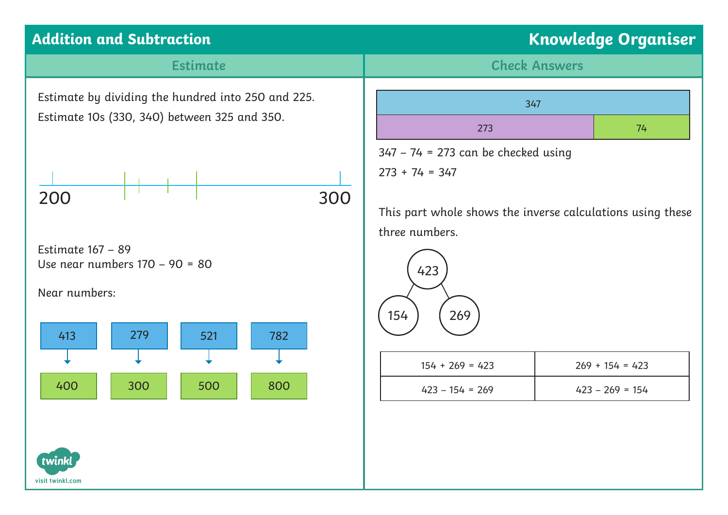# Addition and Subtraction — Knowledge Organiser

## Estimate

Estimate by dividing the hundred into 250 and 225.

Estimate 10s (330, 340) between 325 and 350.

200

300

Estimate 167 – 89

Use near numbers 170 – 90 = 80

Near numbers:

413 → 400

279 → 300

521 → 500

782 → 800

## Check Answers

| 347 | |
|---|---|
| 273 | 74 |

347 – 74 = 273 can be checked using

273 + 74 = 347

This part whole shows the inverse calculations using these three numbers.

423

154

269

| | |
|---|---|
| 154 + 269 = 423 | 269 + 154 = 423 |
| 423 – 154 = 269 | 423 – 269 = 154 |